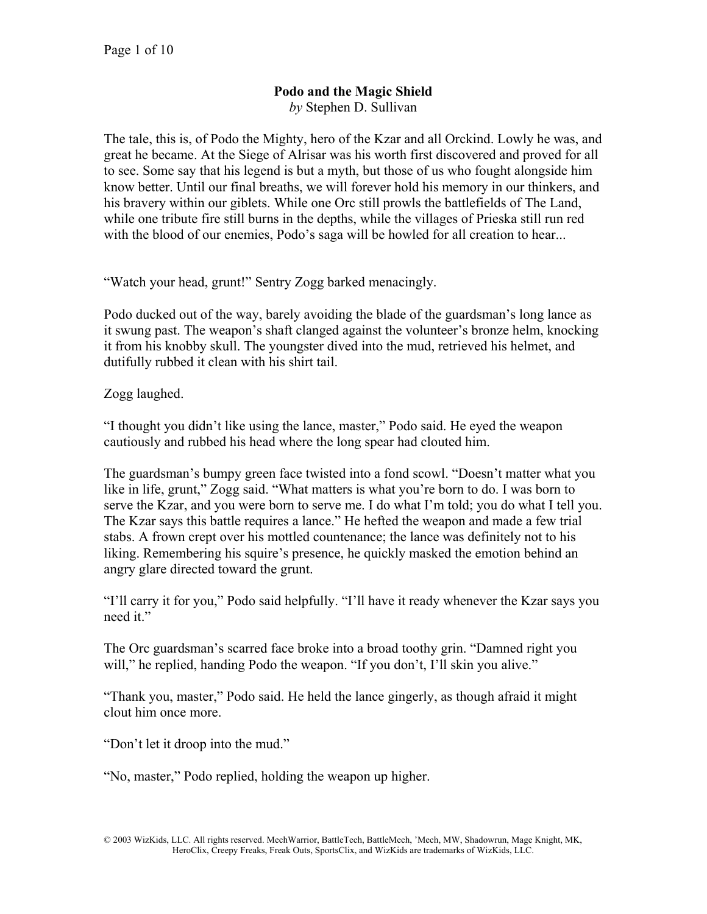# Podo and the Magic Shield

*by* Stephen D. Sullivan

The tale, this is, of Podo the Mighty, hero of the Kzar and all Orckind. Lowly he was, and great he became. At the Siege of Alrisar was his worth first discovered and proved for all to see. Some say that his legend is but a myth, but those of us who fought alongside him know better. Until our final breaths, we will forever hold his memory in our thinkers, and his bravery within our giblets. While one Orc still prowls the battlefields of The Land, while one tribute fire still burns in the depths, while the villages of Prieska still run red with the blood of our enemies, Podo's saga will be howled for all creation to hear...

"Watch your head, grunt!" Sentry Zogg barked menacingly.

Podo ducked out of the way, barely avoiding the blade of the guardsman's long lance as it swung past. The weapon's shaft clanged against the volunteer's bronze helm, knocking it from his knobby skull. The youngster dived into the mud, retrieved his helmet, and dutifully rubbed it clean with his shirt tail.

Zogg laughed.

"I thought you didn't like using the lance, master," Podo said. He eyed the weapon cautiously and rubbed his head where the long spear had clouted him.

The guardsman's bumpy green face twisted into a fond scowl. "Doesn't matter what you like in life, grunt," Zogg said. "What matters is what you're born to do. I was born to serve the Kzar, and you were born to serve me. I do what I'm told; you do what I tell you. The Kzar says this battle requires a lance." He hefted the weapon and made a few trial stabs. A frown crept over his mottled countenance; the lance was definitely not to his liking. Remembering his squire's presence, he quickly masked the emotion behind an angry glare directed toward the grunt.

"I'll carry it for you," Podo said helpfully. "I'll have it ready whenever the Kzar says you need it."

The Orc guardsman's scarred face broke into a broad toothy grin. "Damned right you will," he replied, handing Podo the weapon. "If you don't, I'll skin you alive."

"Thank you, master," Podo said. He held the lance gingerly, as though afraid it might clout him once more.

"Don't let it droop into the mud."

"No, master," Podo replied, holding the weapon up higher.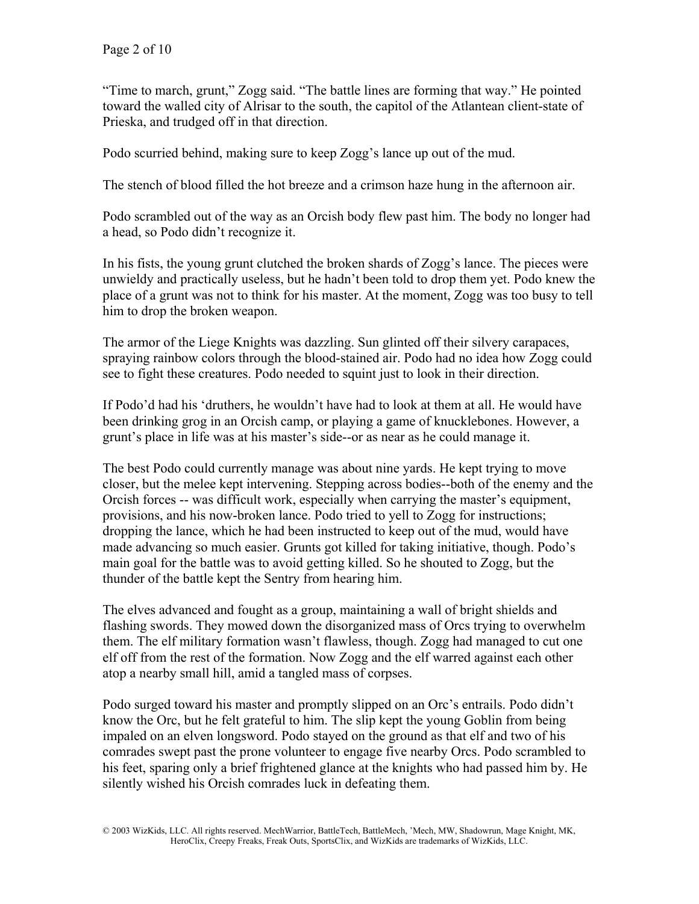"Time to march, grunt," Zogg said. "The battle lines are forming that way." He pointed toward the walled city of Alrisar to the south, the capitol of the Atlantean client-state of Prieska, and trudged off in that direction.

Podo scurried behind, making sure to keep Zogg's lance up out of the mud.

The stench of blood filled the hot breeze and a crimson haze hung in the afternoon air.

Podo scrambled out of the way as an Orcish body flew past him. The body no longer had a head, so Podo didn't recognize it.

In his fists, the young grunt clutched the broken shards of Zogg's lance. The pieces were unwieldy and practically useless, but he hadn't been told to drop them yet. Podo knew the place of a grunt was not to think for his master. At the moment, Zogg was too busy to tell him to drop the broken weapon.

The armor of the Liege Knights was dazzling. Sun glinted off their silvery carapaces, spraying rainbow colors through the blood-stained air. Podo had no idea how Zogg could see to fight these creatures. Podo needed to squint just to look in their direction.

If Podo'd had his 'druthers, he wouldn't have had to look at them at all. He would have been drinking grog in an Orcish camp, or playing a game of knucklebones. However, a grunt's place in life was at his master's side--or as near as he could manage it.

The best Podo could currently manage was about nine yards. He kept trying to move closer, but the melee kept intervening. Stepping across bodies--both of the enemy and the Orcish forces -- was difficult work, especially when carrying the master's equipment, provisions, and his now-broken lance. Podo tried to yell to Zogg for instructions; dropping the lance, which he had been instructed to keep out of the mud, would have made advancing so much easier. Grunts got killed for taking initiative, though. Podo's main goal for the battle was to avoid getting killed. So he shouted to Zogg, but the thunder of the battle kept the Sentry from hearing him.

The elves advanced and fought as a group, maintaining a wall of bright shields and flashing swords. They mowed down the disorganized mass of Orcs trying to overwhelm them. The elf military formation wasn't flawless, though. Zogg had managed to cut one elf off from the rest of the formation. Now Zogg and the elf warred against each other atop a nearby small hill, amid a tangled mass of corpses.

Podo surged toward his master and promptly slipped on an Orc's entrails. Podo didn't know the Orc, but he felt grateful to him. The slip kept the young Goblin from being impaled on an elven longsword. Podo stayed on the ground as that elf and two of his comrades swept past the prone volunteer to engage five nearby Orcs. Podo scrambled to his feet, sparing only a brief frightened glance at the knights who had passed him by. He silently wished his Orcish comrades luck in defeating them.

© 2003 WizKids, LLC. All rights reserved. MechWarrior, BattleTech, BattleMech, 'Mech, MW, Shadowrun, Mage Knight, MK, HeroClix, Creepy Freaks, Freak Outs, SportsClix, and WizKids are trademarks of WizKids, LLC.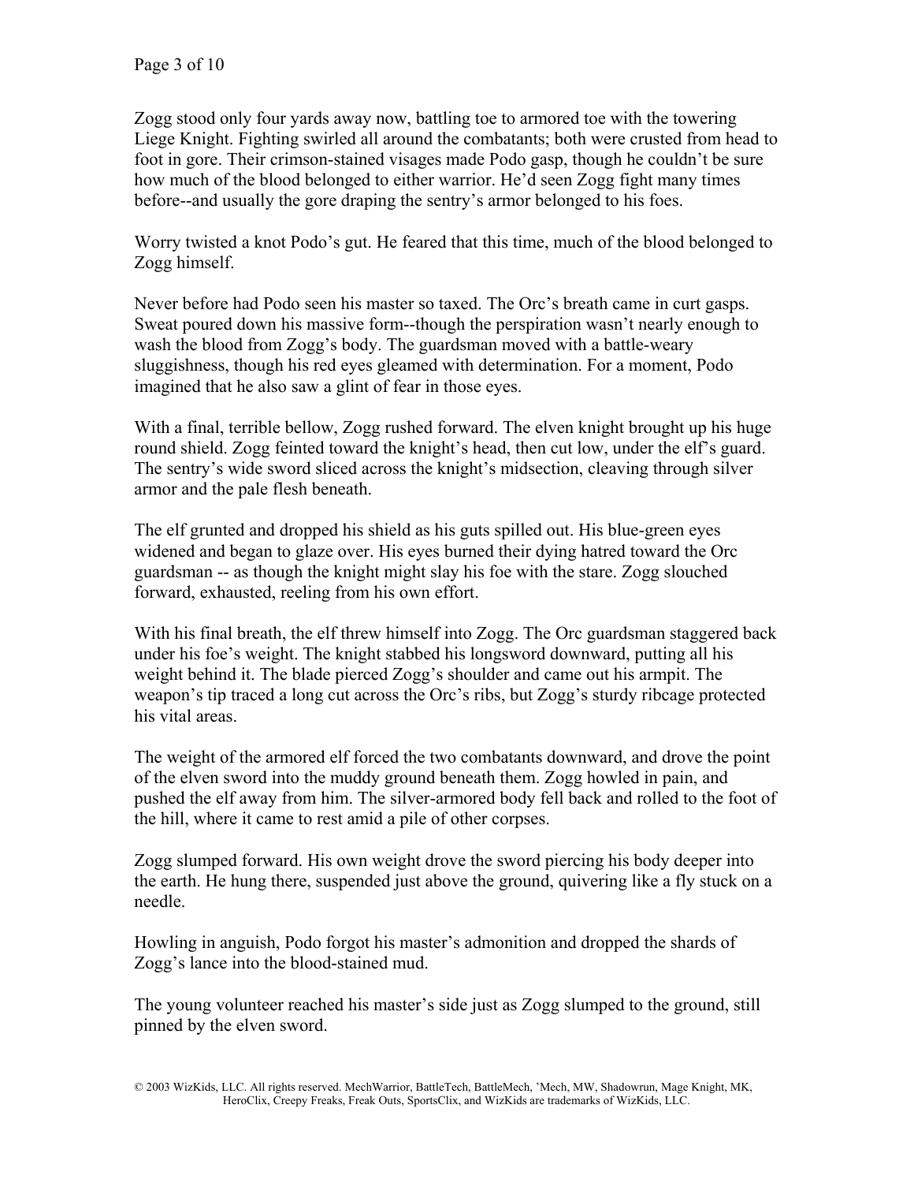Zogg stood only four yards away now, battling toe to armored toe with the towering Liege Knight. Fighting swirled all around the combatants; both were crusted from head to foot in gore. Their crimson-stained visages made Podo gasp, though he couldn't be sure how much of the blood belonged to either warrior. He'd seen Zogg fight many times before--and usually the gore draping the sentry's armor belonged to his foes.

Worry twisted a knot Podo's gut. He feared that this time, much of the blood belonged to Zogg himself.

Never before had Podo seen his master so taxed. The Orc's breath came in curt gasps. Sweat poured down his massive form--though the perspiration wasn't nearly enough to wash the blood from Zogg's body. The guardsman moved with a battle-weary sluggishness, though his red eyes gleamed with determination. For a moment, Podo imagined that he also saw a glint of fear in those eyes.

With a final, terrible bellow, Zogg rushed forward. The elven knight brought up his huge round shield. Zogg feinted toward the knight's head, then cut low, under the elf's guard. The sentry's wide sword sliced across the knight's midsection, cleaving through silver armor and the pale flesh beneath.

The elf grunted and dropped his shield as his guts spilled out. His blue-green eyes widened and began to glaze over. His eyes burned their dying hatred toward the Orc guardsman -- as though the knight might slay his foe with the stare. Zogg slouched forward, exhausted, reeling from his own effort.

With his final breath, the elf threw himself into Zogg. The Orc guardsman staggered back under his foe's weight. The knight stabbed his longsword downward, putting all his weight behind it. The blade pierced Zogg's shoulder and came out his armpit. The weapon's tip traced a long cut across the Orc's ribs, but Zogg's sturdy ribcage protected his vital areas.

The weight of the armored elf forced the two combatants downward, and drove the point of the elven sword into the muddy ground beneath them. Zogg howled in pain, and pushed the elf away from him. The silver-armored body fell back and rolled to the foot of the hill, where it came to rest amid a pile of other corpses.

Zogg slumped forward. His own weight drove the sword piercing his body deeper into the earth. He hung there, suspended just above the ground, quivering like a fly stuck on a needle.

Howling in anguish, Podo forgot his master's admonition and dropped the shards of Zogg's lance into the blood-stained mud.

The young volunteer reached his master's side just as Zogg slumped to the ground, still pinned by the elven sword.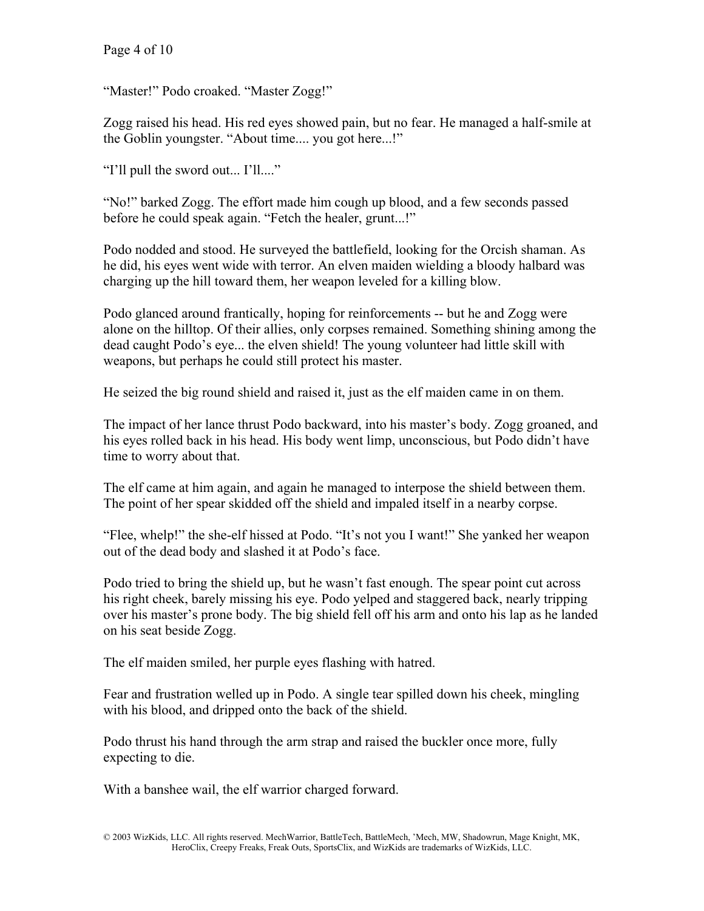“Master!” Podo croaked. “Master Zogg!”

Zogg raised his head. His red eyes showed pain, but no fear. He managed a half-smile at the Goblin youngster. “About time.... you got here...!”

“I’ll pull the sword out... I’ll....”

“No!” barked Zogg. The effort made him cough up blood, and a few seconds passed before he could speak again. “Fetch the healer, grunt...!”

Podo nodded and stood. He surveyed the battlefield, looking for the Orcish shaman. As he did, his eyes went wide with terror. An elven maiden wielding a bloody halbard was charging up the hill toward them, her weapon leveled for a killing blow.

Podo glanced around frantically, hoping for reinforcements -- but he and Zogg were alone on the hilltop. Of their allies, only corpses remained. Something shining among the dead caught Podo’s eye... the elven shield! The young volunteer had little skill with weapons, but perhaps he could still protect his master.

He seized the big round shield and raised it, just as the elf maiden came in on them.

The impact of her lance thrust Podo backward, into his master’s body. Zogg groaned, and his eyes rolled back in his head. His body went limp, unconscious, but Podo didn’t have time to worry about that.

The elf came at him again, and again he managed to interpose the shield between them. The point of her spear skidded off the shield and impaled itself in a nearby corpse.

“Flee, whelp!” the she-elf hissed at Podo. “It’s not you I want!” She yanked her weapon out of the dead body and slashed it at Podo’s face.

Podo tried to bring the shield up, but he wasn’t fast enough. The spear point cut across his right cheek, barely missing his eye. Podo yelped and staggered back, nearly tripping over his master’s prone body. The big shield fell off his arm and onto his lap as he landed on his seat beside Zogg.

The elf maiden smiled, her purple eyes flashing with hatred.

Fear and frustration welled up in Podo. A single tear spilled down his cheek, mingling with his blood, and dripped onto the back of the shield.

Podo thrust his hand through the arm strap and raised the buckler once more, fully expecting to die.

With a banshee wail, the elf warrior charged forward.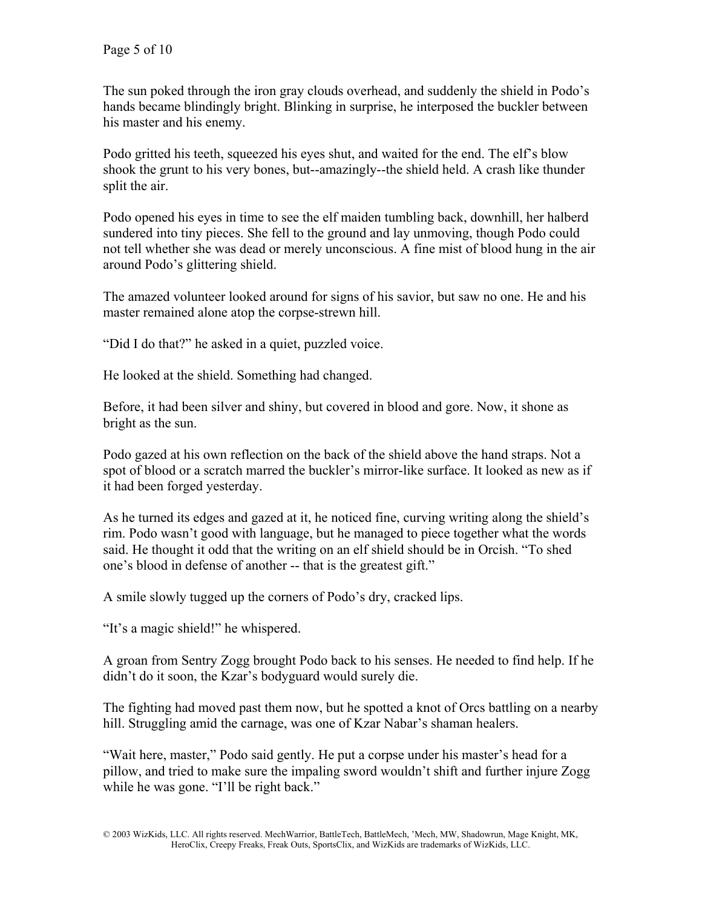The sun poked through the iron gray clouds overhead, and suddenly the shield in Podo's hands became blindingly bright. Blinking in surprise, he interposed the buckler between his master and his enemy.

Podo gritted his teeth, squeezed his eyes shut, and waited for the end. The elf's blow shook the grunt to his very bones, but--amazingly--the shield held. A crash like thunder split the air.

Podo opened his eyes in time to see the elf maiden tumbling back, downhill, her halberd sundered into tiny pieces. She fell to the ground and lay unmoving, though Podo could not tell whether she was dead or merely unconscious. A fine mist of blood hung in the air around Podo's glittering shield.

The amazed volunteer looked around for signs of his savior, but saw no one. He and his master remained alone atop the corpse-strewn hill.

"Did I do that?" he asked in a quiet, puzzled voice.

He looked at the shield. Something had changed.

Before, it had been silver and shiny, but covered in blood and gore. Now, it shone as bright as the sun.

Podo gazed at his own reflection on the back of the shield above the hand straps. Not a spot of blood or a scratch marred the buckler's mirror-like surface. It looked as new as if it had been forged yesterday.

As he turned its edges and gazed at it, he noticed fine, curving writing along the shield's rim. Podo wasn't good with language, but he managed to piece together what the words said. He thought it odd that the writing on an elf shield should be in Orcish. "To shed one's blood in defense of another -- that is the greatest gift."

A smile slowly tugged up the corners of Podo's dry, cracked lips.

"It's a magic shield!" he whispered.

A groan from Sentry Zogg brought Podo back to his senses. He needed to find help. If he didn't do it soon, the Kzar's bodyguard would surely die.

The fighting had moved past them now, but he spotted a knot of Orcs battling on a nearby hill. Struggling amid the carnage, was one of Kzar Nabar's shaman healers.

"Wait here, master," Podo said gently. He put a corpse under his master's head for a pillow, and tried to make sure the impaling sword wouldn't shift and further injure Zogg while he was gone. "I'll be right back."

© 2003 WizKids, LLC. All rights reserved. MechWarrior, BattleTech, BattleMech, 'Mech, MW, Shadowrun, Mage Knight, MK, HeroClix, Creepy Freaks, Freak Outs, SportsClix, and WizKids are trademarks of WizKids, LLC.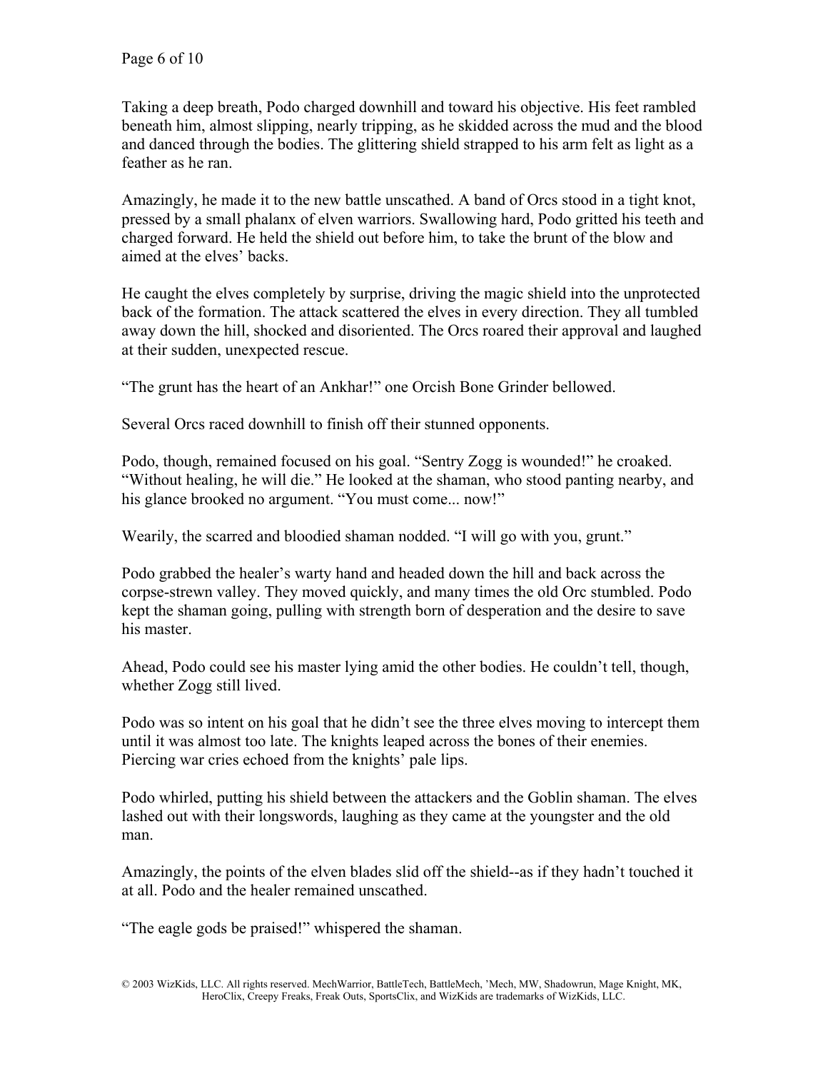Taking a deep breath, Podo charged downhill and toward his objective. His feet rambled beneath him, almost slipping, nearly tripping, as he skidded across the mud and the blood and danced through the bodies. The glittering shield strapped to his arm felt as light as a feather as he ran.

Amazingly, he made it to the new battle unscathed. A band of Orcs stood in a tight knot, pressed by a small phalanx of elven warriors. Swallowing hard, Podo gritted his teeth and charged forward. He held the shield out before him, to take the brunt of the blow and aimed at the elves' backs.

He caught the elves completely by surprise, driving the magic shield into the unprotected back of the formation. The attack scattered the elves in every direction. They all tumbled away down the hill, shocked and disoriented. The Orcs roared their approval and laughed at their sudden, unexpected rescue.

"The grunt has the heart of an Ankhar!" one Orcish Bone Grinder bellowed.

Several Orcs raced downhill to finish off their stunned opponents.

Podo, though, remained focused on his goal. "Sentry Zogg is wounded!" he croaked. "Without healing, he will die." He looked at the shaman, who stood panting nearby, and his glance brooked no argument. "You must come... now!"

Wearily, the scarred and bloodied shaman nodded. "I will go with you, grunt."

Podo grabbed the healer's warty hand and headed down the hill and back across the corpse-strewn valley. They moved quickly, and many times the old Orc stumbled. Podo kept the shaman going, pulling with strength born of desperation and the desire to save his master.

Ahead, Podo could see his master lying amid the other bodies. He couldn't tell, though, whether Zogg still lived.

Podo was so intent on his goal that he didn't see the three elves moving to intercept them until it was almost too late. The knights leaped across the bones of their enemies. Piercing war cries echoed from the knights' pale lips.

Podo whirled, putting his shield between the attackers and the Goblin shaman. The elves lashed out with their longswords, laughing as they came at the youngster and the old man.

Amazingly, the points of the elven blades slid off the shield--as if they hadn't touched it at all. Podo and the healer remained unscathed.

"The eagle gods be praised!" whispered the shaman.

© 2003 WizKids, LLC. All rights reserved. MechWarrior, BattleTech, BattleMech, 'Mech, MW, Shadowrun, Mage Knight, MK, HeroClix, Creepy Freaks, Freak Outs, SportsClix, and WizKids are trademarks of WizKids, LLC.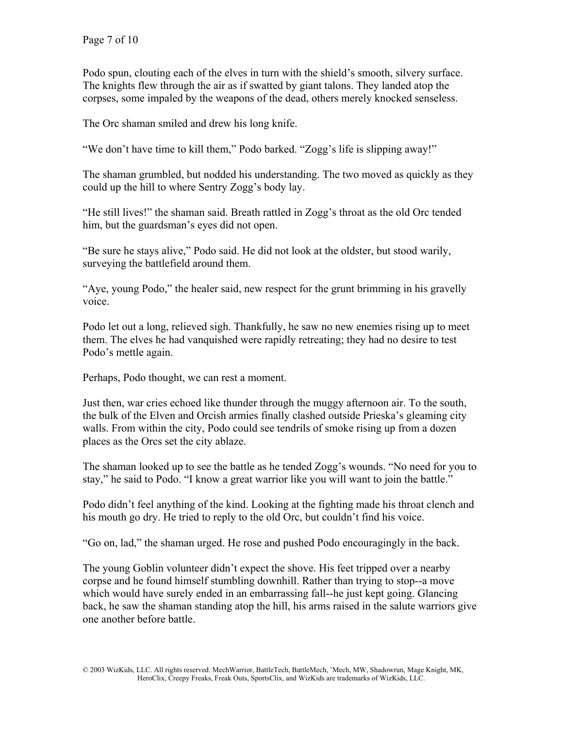Podo spun, clouting each of the elves in turn with the shield's smooth, silvery surface. The knights flew through the air as if swatted by giant talons. They landed atop the corpses, some impaled by the weapons of the dead, others merely knocked senseless.

The Orc shaman smiled and drew his long knife.

"We don't have time to kill them," Podo barked. "Zogg's life is slipping away!"

The shaman grumbled, but nodded his understanding. The two moved as quickly as they could up the hill to where Sentry Zogg's body lay.

"He still lives!" the shaman said. Breath rattled in Zogg's throat as the old Orc tended him, but the guardsman's eyes did not open.

"Be sure he stays alive," Podo said. He did not look at the oldster, but stood warily, surveying the battlefield around them.

"Aye, young Podo," the healer said, new respect for the grunt brimming in his gravelly voice.

Podo let out a long, relieved sigh. Thankfully, he saw no new enemies rising up to meet them. The elves he had vanquished were rapidly retreating; they had no desire to test Podo's mettle again.

Perhaps, Podo thought, we can rest a moment.

Just then, war cries echoed like thunder through the muggy afternoon air. To the south, the bulk of the Elven and Orcish armies finally clashed outside Prieska's gleaming city walls. From within the city, Podo could see tendrils of smoke rising up from a dozen places as the Orcs set the city ablaze.

The shaman looked up to see the battle as he tended Zogg's wounds. "No need for you to stay," he said to Podo. "I know a great warrior like you will want to join the battle."

Podo didn't feel anything of the kind. Looking at the fighting made his throat clench and his mouth go dry. He tried to reply to the old Orc, but couldn't find his voice.

"Go on, lad," the shaman urged. He rose and pushed Podo encouragingly in the back.

The young Goblin volunteer didn't expect the shove. His feet tripped over a nearby corpse and he found himself stumbling downhill. Rather than trying to stop--a move which would have surely ended in an embarrassing fall--he just kept going. Glancing back, he saw the shaman standing atop the hill, his arms raised in the salute warriors give one another before battle.

© 2003 WizKids, LLC. All rights reserved. MechWarrior, BattleTech, BattleMech, 'Mech, MW, Shadowrun, Mage Knight, MK, HeroClix, Creepy Freaks, Freak Outs, SportsClix, and WizKids are trademarks of WizKids, LLC.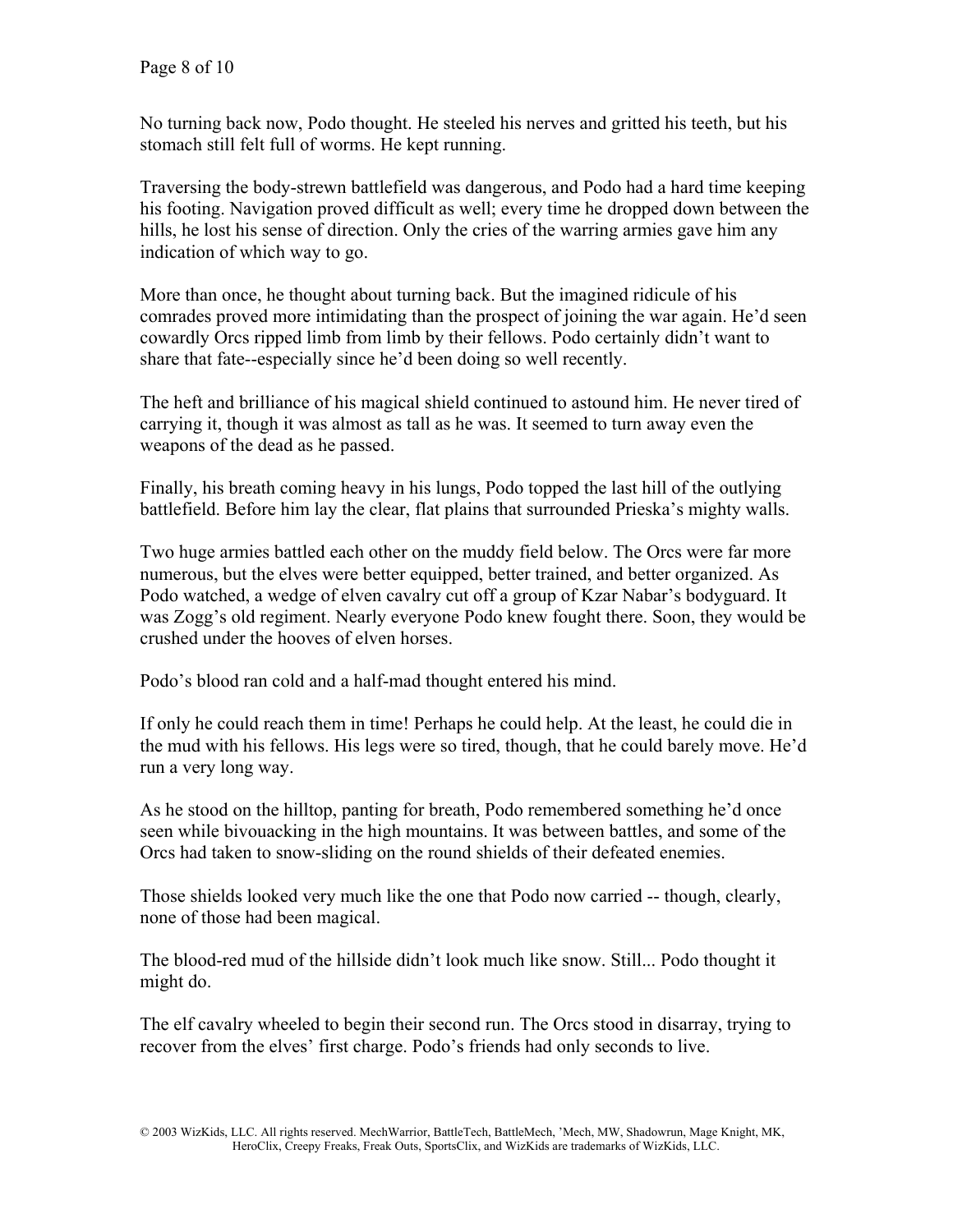No turning back now, Podo thought. He steeled his nerves and gritted his teeth, but his stomach still felt full of worms. He kept running.

Traversing the body-strewn battlefield was dangerous, and Podo had a hard time keeping his footing. Navigation proved difficult as well; every time he dropped down between the hills, he lost his sense of direction. Only the cries of the warring armies gave him any indication of which way to go.

More than once, he thought about turning back. But the imagined ridicule of his comrades proved more intimidating than the prospect of joining the war again. He'd seen cowardly Orcs ripped limb from limb by their fellows. Podo certainly didn't want to share that fate--especially since he'd been doing so well recently.

The heft and brilliance of his magical shield continued to astound him. He never tired of carrying it, though it was almost as tall as he was. It seemed to turn away even the weapons of the dead as he passed.

Finally, his breath coming heavy in his lungs, Podo topped the last hill of the outlying battlefield. Before him lay the clear, flat plains that surrounded Prieska's mighty walls.

Two huge armies battled each other on the muddy field below. The Orcs were far more numerous, but the elves were better equipped, better trained, and better organized. As Podo watched, a wedge of elven cavalry cut off a group of Kzar Nabar's bodyguard. It was Zogg's old regiment. Nearly everyone Podo knew fought there. Soon, they would be crushed under the hooves of elven horses.

Podo's blood ran cold and a half-mad thought entered his mind.

If only he could reach them in time! Perhaps he could help. At the least, he could die in the mud with his fellows. His legs were so tired, though, that he could barely move. He'd run a very long way.

As he stood on the hilltop, panting for breath, Podo remembered something he'd once seen while bivouacking in the high mountains. It was between battles, and some of the Orcs had taken to snow-sliding on the round shields of their defeated enemies.

Those shields looked very much like the one that Podo now carried -- though, clearly, none of those had been magical.

The blood-red mud of the hillside didn't look much like snow. Still... Podo thought it might do.

The elf cavalry wheeled to begin their second run. The Orcs stood in disarray, trying to recover from the elves' first charge. Podo's friends had only seconds to live.

© 2003 WizKids, LLC. All rights reserved. MechWarrior, BattleTech, BattleMech, 'Mech, MW, Shadowrun, Mage Knight, MK, HeroClix, Creepy Freaks, Freak Outs, SportsClix, and WizKids are trademarks of WizKids, LLC.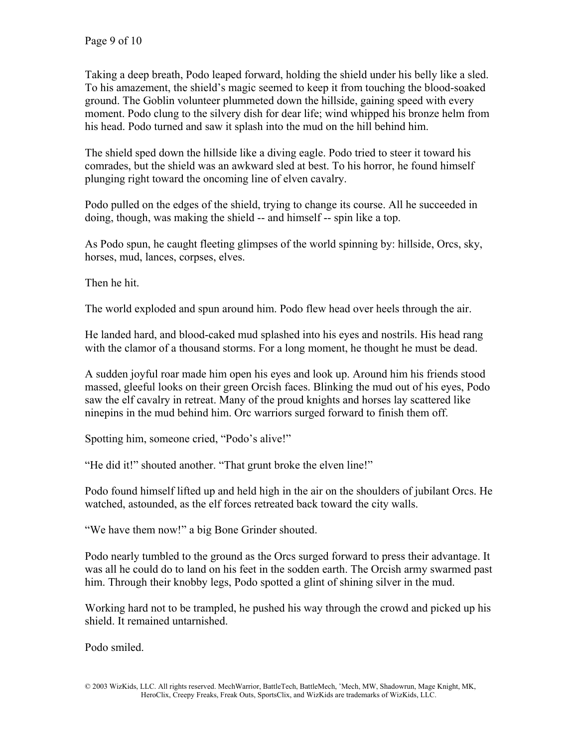Taking a deep breath, Podo leaped forward, holding the shield under his belly like a sled. To his amazement, the shield's magic seemed to keep it from touching the blood-soaked ground. The Goblin volunteer plummeted down the hillside, gaining speed with every moment. Podo clung to the silvery dish for dear life; wind whipped his bronze helm from his head. Podo turned and saw it splash into the mud on the hill behind him.

The shield sped down the hillside like a diving eagle. Podo tried to steer it toward his comrades, but the shield was an awkward sled at best. To his horror, he found himself plunging right toward the oncoming line of elven cavalry.

Podo pulled on the edges of the shield, trying to change its course. All he succeeded in doing, though, was making the shield -- and himself -- spin like a top.

As Podo spun, he caught fleeting glimpses of the world spinning by: hillside, Orcs, sky, horses, mud, lances, corpses, elves.

Then he hit.

The world exploded and spun around him. Podo flew head over heels through the air.

He landed hard, and blood-caked mud splashed into his eyes and nostrils. His head rang with the clamor of a thousand storms. For a long moment, he thought he must be dead.

A sudden joyful roar made him open his eyes and look up. Around him his friends stood massed, gleeful looks on their green Orcish faces. Blinking the mud out of his eyes, Podo saw the elf cavalry in retreat. Many of the proud knights and horses lay scattered like ninepins in the mud behind him. Orc warriors surged forward to finish them off.

Spotting him, someone cried, "Podo's alive!"

"He did it!" shouted another. "That grunt broke the elven line!"

Podo found himself lifted up and held high in the air on the shoulders of jubilant Orcs. He watched, astounded, as the elf forces retreated back toward the city walls.

"We have them now!" a big Bone Grinder shouted.

Podo nearly tumbled to the ground as the Orcs surged forward to press their advantage. It was all he could do to land on his feet in the sodden earth. The Orcish army swarmed past him. Through their knobby legs, Podo spotted a glint of shining silver in the mud.

Working hard not to be trampled, he pushed his way through the crowd and picked up his shield. It remained untarnished.

Podo smiled.

© 2003 WizKids, LLC. All rights reserved. MechWarrior, BattleTech, BattleMech, 'Mech, MW, Shadowrun, Mage Knight, MK, HeroClix, Creepy Freaks, Freak Outs, SportsClix, and WizKids are trademarks of WizKids, LLC.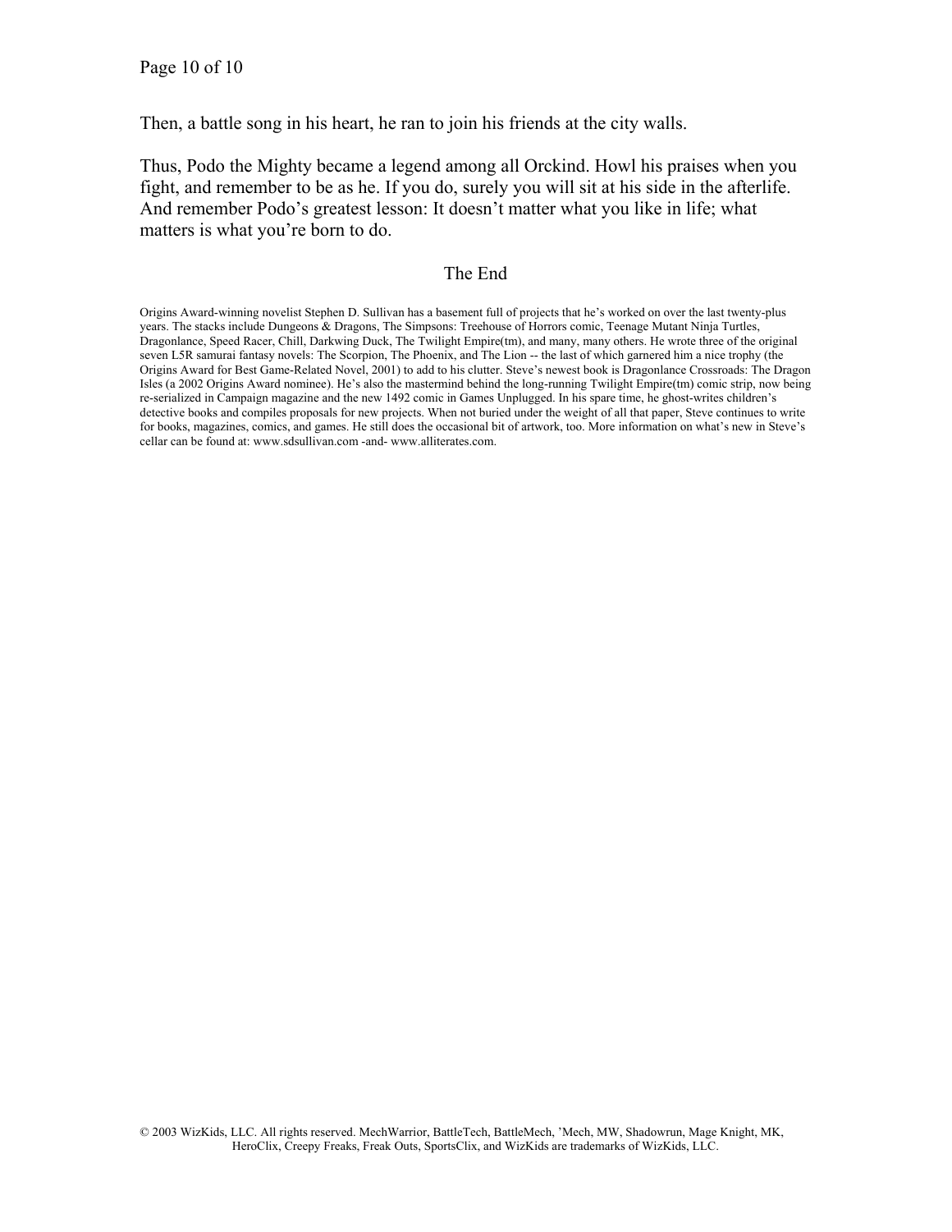Then, a battle song in his heart, he ran to join his friends at the city walls.

Thus, Podo the Mighty became a legend among all Orckind. Howl his praises when you fight, and remember to be as he. If you do, surely you will sit at his side in the afterlife. And remember Podo's greatest lesson: It doesn't matter what you like in life; what matters is what you're born to do.

The End

Origins Award-winning novelist Stephen D. Sullivan has a basement full of projects that he's worked on over the last twenty-plus years. The stacks include Dungeons & Dragons, The Simpsons: Treehouse of Horrors comic, Teenage Mutant Ninja Turtles, Dragonlance, Speed Racer, Chill, Darkwing Duck, The Twilight Empire(tm), and many, many others. He wrote three of the original seven L5R samurai fantasy novels: The Scorpion, The Phoenix, and The Lion -- the last of which garnered him a nice trophy (the Origins Award for Best Game-Related Novel, 2001) to add to his clutter. Steve's newest book is Dragonlance Crossroads: The Dragon Isles (a 2002 Origins Award nominee). He's also the mastermind behind the long-running Twilight Empire(tm) comic strip, now being re-serialized in Campaign magazine and the new 1492 comic in Games Unplugged. In his spare time, he ghost-writes children's detective books and compiles proposals for new projects. When not buried under the weight of all that paper, Steve continues to write for books, magazines, comics, and games. He still does the occasional bit of artwork, too. More information on what's new in Steve's cellar can be found at: www.sdsullivan.com -and- www.alliterates.com.

© 2003 WizKids, LLC. All rights reserved. MechWarrior, BattleTech, BattleMech, 'Mech, MW, Shadowrun, Mage Knight, MK, HeroClix, Creepy Freaks, Freak Outs, SportsClix, and WizKids are trademarks of WizKids, LLC.